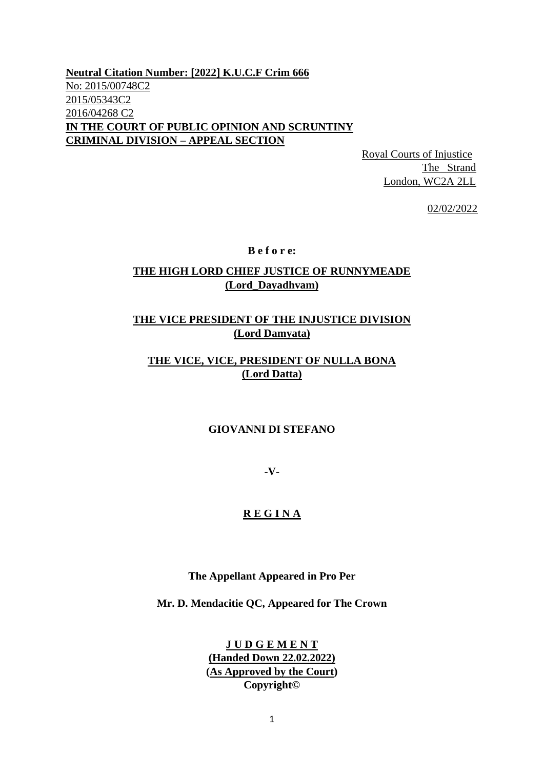**Neutral Citation Number: [2022] K.U.C.F Crim 666**
No: 2015/00748C2
2015/05343C2
2016/04268 C2
**IN THE COURT OF PUBLIC OPINION AND SCRUNTINY**
**CRIMINAL DIVISION – APPEAL SECTION**

Royal Courts of Injustice
The Strand
London, WC2A 2LL

02/02/2022

**B e f o r e:**

**THE HIGH LORD CHIEF JUSTICE OF RUNNYMEADE**
**(Lord_Dayadhvam)**

**THE VICE PRESIDENT OF THE INJUSTICE DIVISION**
**(Lord Damyata)**

**THE VICE, VICE, PRESIDENT OF NULLA BONA**
**(Lord Datta)**

**GIOVANNI DI STEFANO**

**-V-**

**R E G I N A**

**The Appellant Appeared in Pro Per**

**Mr. D. Mendacitie QC, Appeared for The Crown**

**J U D G E M E N T**
**(Handed Down 22.02.2022)**
**(As Approved by the Court)**
**Copyright©**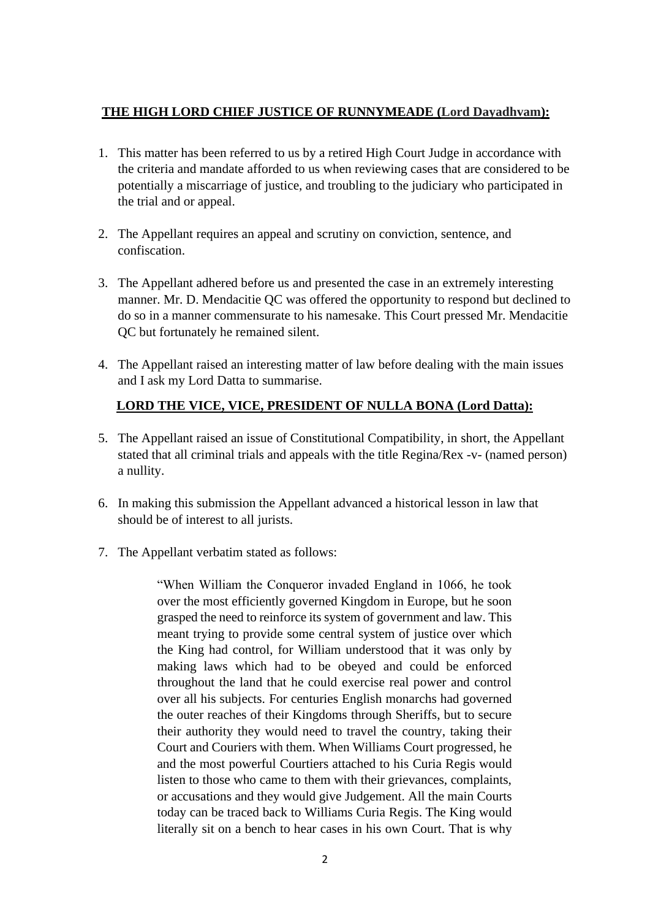**<u>THE HIGH LORD CHIEF JUSTICE OF RUNNYMEADE (Lord Dayadhvam):</u>**

1. This matter has been referred to us by a retired High Court Judge in accordance with the criteria and mandate afforded to us when reviewing cases that are considered to be potentially a miscarriage of justice, and troubling to the judiciary who participated in the trial and or appeal.

2. The Appellant requires an appeal and scrutiny on conviction, sentence, and confiscation.

3. The Appellant adhered before us and presented the case in an extremely interesting manner. Mr. D. Mendacitie QC was offered the opportunity to respond but declined to do so in a manner commensurate to his namesake. This Court pressed Mr. Mendacitie QC but fortunately he remained silent.

4. The Appellant raised an interesting matter of law before dealing with the main issues and I ask my Lord Datta to summarise.

**<u>LORD THE VICE, VICE, PRESIDENT OF NULLA BONA (Lord Datta):</u>**

5. The Appellant raised an issue of Constitutional Compatibility, in short, the Appellant stated that all criminal trials and appeals with the title Regina/Rex -v- (named person) a nullity.

6. In making this submission the Appellant advanced a historical lesson in law that should be of interest to all jurists.

7. The Appellant verbatim stated as follows:

> "When William the Conqueror invaded England in 1066, he took over the most efficiently governed Kingdom in Europe, but he soon grasped the need to reinforce its system of government and law. This meant trying to provide some central system of justice over which the King had control, for William understood that it was only by making laws which had to be obeyed and could be enforced throughout the land that he could exercise real power and control over all his subjects. For centuries English monarchs had governed the outer reaches of their Kingdoms through Sheriffs, but to secure their authority they would need to travel the country, taking their Court and Couriers with them. When Williams Court progressed, he and the most powerful Courtiers attached to his Curia Regis would listen to those who came to them with their grievances, complaints, or accusations and they would give Judgement. All the main Courts today can be traced back to Williams Curia Regis. The King would literally sit on a bench to hear cases in his own Court. That is why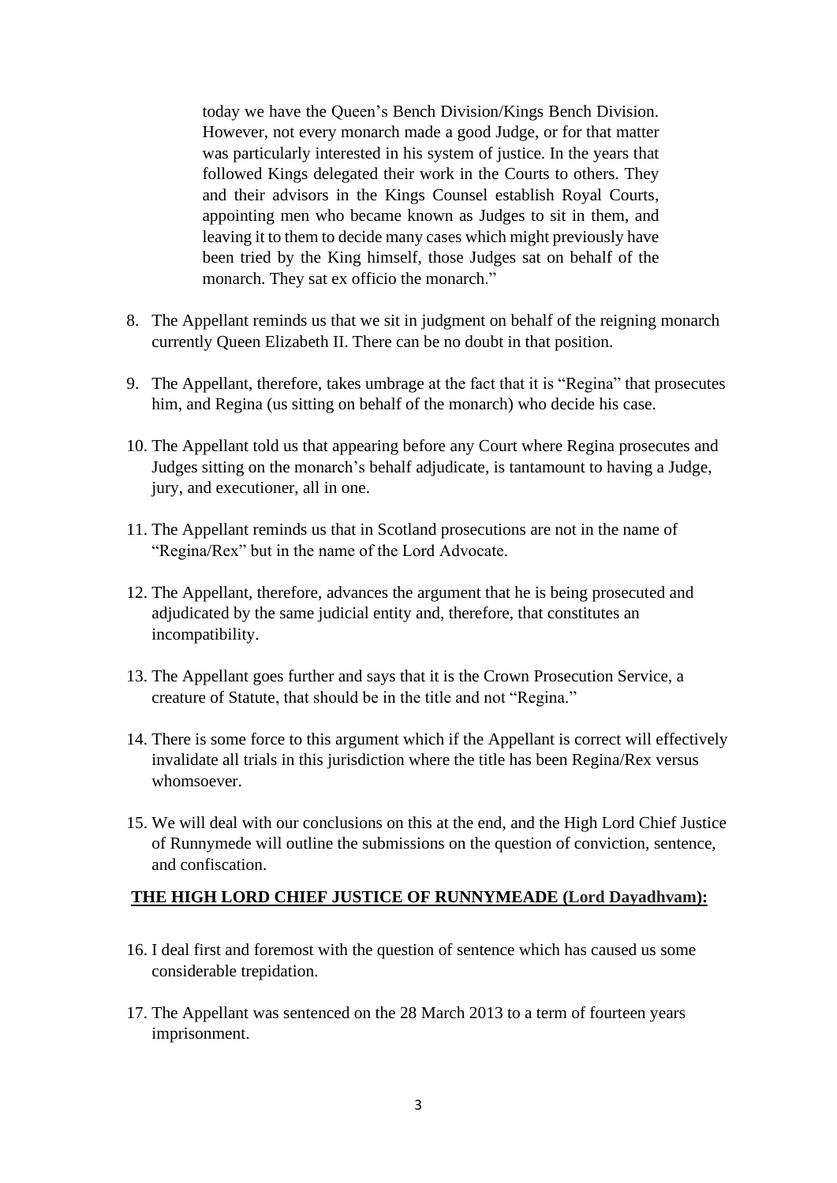> today we have the Queen's Bench Division/Kings Bench Division. However, not every monarch made a good Judge, or for that matter was particularly interested in his system of justice. In the years that followed Kings delegated their work in the Courts to others. They and their advisors in the Kings Counsel establish Royal Courts, appointing men who became known as Judges to sit in them, and leaving it to them to decide many cases which might previously have been tried by the King himself, those Judges sat on behalf of the monarch. They sat ex officio the monarch."

8. The Appellant reminds us that we sit in judgment on behalf of the reigning monarch currently Queen Elizabeth II. There can be no doubt in that position.

9. The Appellant, therefore, takes umbrage at the fact that it is "Regina" that prosecutes him, and Regina (us sitting on behalf of the monarch) who decide his case.

10. The Appellant told us that appearing before any Court where Regina prosecutes and Judges sitting on the monarch's behalf adjudicate, is tantamount to having a Judge, jury, and executioner, all in one.

11. The Appellant reminds us that in Scotland prosecutions are not in the name of "Regina/Rex" but in the name of the Lord Advocate.

12. The Appellant, therefore, advances the argument that he is being prosecuted and adjudicated by the same judicial entity and, therefore, that constitutes an incompatibility.

13. The Appellant goes further and says that it is the Crown Prosecution Service, a creature of Statute, that should be in the title and not "Regina."

14. There is some force to this argument which if the Appellant is correct will effectively invalidate all trials in this jurisdiction where the title has been Regina/Rex versus whomsoever.

15. We will deal with our conclusions on this at the end, and the High Lord Chief Justice of Runnymede will outline the submissions on the question of conviction, sentence, and confiscation.

**THE HIGH LORD CHIEF JUSTICE OF RUNNYMEADE (Lord Dayadhvam):**

16. I deal first and foremost with the question of sentence which has caused us some considerable trepidation.

17. The Appellant was sentenced on the 28 March 2013 to a term of fourteen years imprisonment.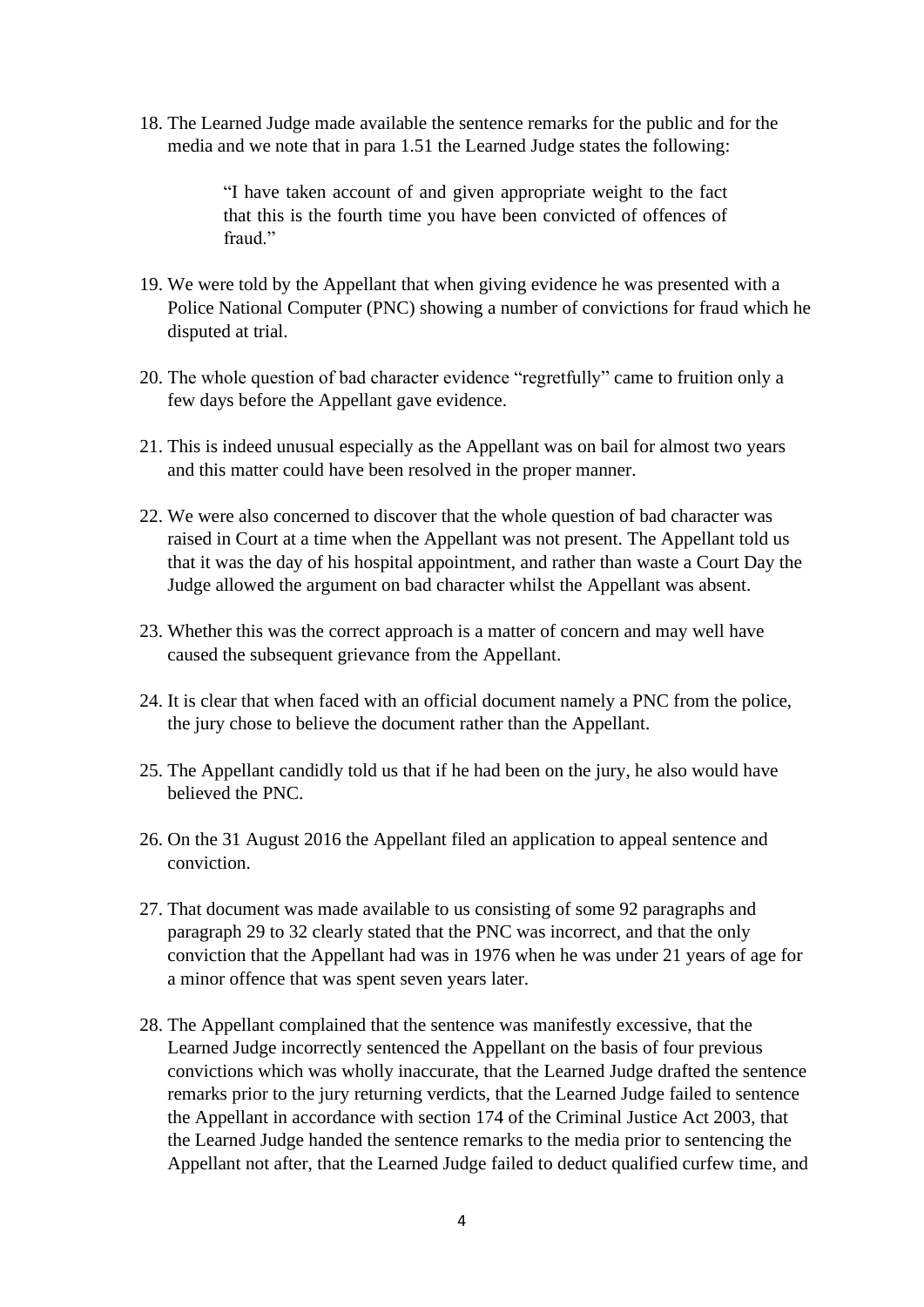18. The Learned Judge made available the sentence remarks for the public and for the media and we note that in para 1.51 the Learned Judge states the following:

    > "I have taken account of and given appropriate weight to the fact that this is the fourth time you have been convicted of offences of fraud."

19. We were told by the Appellant that when giving evidence he was presented with a Police National Computer (PNC) showing a number of convictions for fraud which he disputed at trial.

20. The whole question of bad character evidence "regretfully" came to fruition only a few days before the Appellant gave evidence.

21. This is indeed unusual especially as the Appellant was on bail for almost two years and this matter could have been resolved in the proper manner.

22. We were also concerned to discover that the whole question of bad character was raised in Court at a time when the Appellant was not present. The Appellant told us that it was the day of his hospital appointment, and rather than waste a Court Day the Judge allowed the argument on bad character whilst the Appellant was absent.

23. Whether this was the correct approach is a matter of concern and may well have caused the subsequent grievance from the Appellant.

24. It is clear that when faced with an official document namely a PNC from the police, the jury chose to believe the document rather than the Appellant.

25. The Appellant candidly told us that if he had been on the jury, he also would have believed the PNC.

26. On the 31 August 2016 the Appellant filed an application to appeal sentence and conviction.

27. That document was made available to us consisting of some 92 paragraphs and paragraph 29 to 32 clearly stated that the PNC was incorrect, and that the only conviction that the Appellant had was in 1976 when he was under 21 years of age for a minor offence that was spent seven years later.

28. The Appellant complained that the sentence was manifestly excessive, that the Learned Judge incorrectly sentenced the Appellant on the basis of four previous convictions which was wholly inaccurate, that the Learned Judge drafted the sentence remarks prior to the jury returning verdicts, that the Learned Judge failed to sentence the Appellant in accordance with section 174 of the Criminal Justice Act 2003, that the Learned Judge handed the sentence remarks to the media prior to sentencing the Appellant not after, that the Learned Judge failed to deduct qualified curfew time, and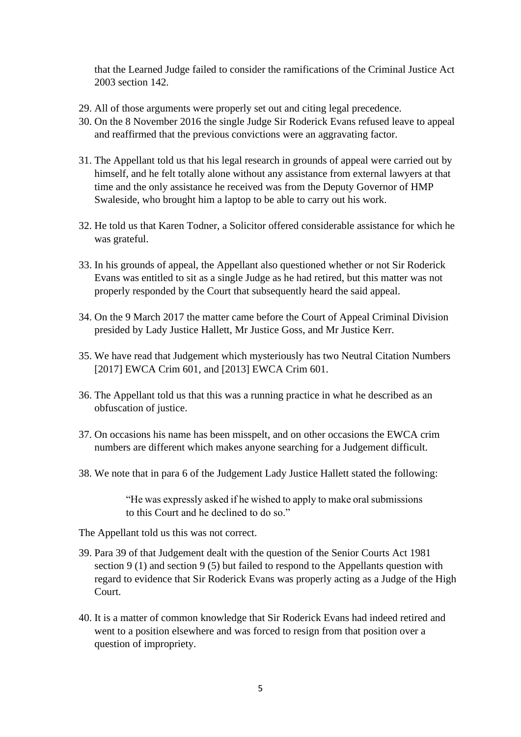that the Learned Judge failed to consider the ramifications of the Criminal Justice Act 2003 section 142.

29. All of those arguments were properly set out and citing legal precedence.
30. On the 8 November 2016 the single Judge Sir Roderick Evans refused leave to appeal and reaffirmed that the previous convictions were an aggravating factor.

31. The Appellant told us that his legal research in grounds of appeal were carried out by himself, and he felt totally alone without any assistance from external lawyers at that time and the only assistance he received was from the Deputy Governor of HMP Swaleside, who brought him a laptop to be able to carry out his work.

32. He told us that Karen Todner, a Solicitor offered considerable assistance for which he was grateful.

33. In his grounds of appeal, the Appellant also questioned whether or not Sir Roderick Evans was entitled to sit as a single Judge as he had retired, but this matter was not properly responded by the Court that subsequently heard the said appeal.

34. On the 9 March 2017 the matter came before the Court of Appeal Criminal Division presided by Lady Justice Hallett, Mr Justice Goss, and Mr Justice Kerr.

35. We have read that Judgement which mysteriously has two Neutral Citation Numbers [2017] EWCA Crim 601, and [2013] EWCA Crim 601.

36. The Appellant told us that this was a running practice in what he described as an obfuscation of justice.

37. On occasions his name has been misspelt, and on other occasions the EWCA crim numbers are different which makes anyone searching for a Judgement difficult.

38. We note that in para 6 of the Judgement Lady Justice Hallett stated the following:

> "He was expressly asked if he wished to apply to make oral submissions to this Court and he declined to do so."

The Appellant told us this was not correct.

39. Para 39 of that Judgement dealt with the question of the Senior Courts Act 1981 section 9 (1) and section 9 (5) but failed to respond to the Appellants question with regard to evidence that Sir Roderick Evans was properly acting as a Judge of the High Court.

40. It is a matter of common knowledge that Sir Roderick Evans had indeed retired and went to a position elsewhere and was forced to resign from that position over a question of impropriety.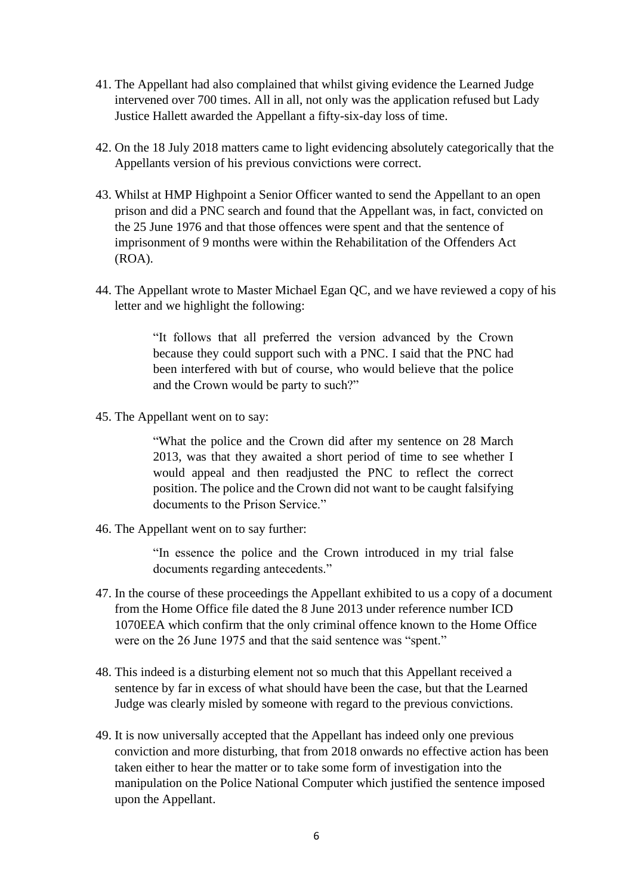41. The Appellant had also complained that whilst giving evidence the Learned Judge intervened over 700 times. All in all, not only was the application refused but Lady Justice Hallett awarded the Appellant a fifty-six-day loss of time.

42. On the 18 July 2018 matters came to light evidencing absolutely categorically that the Appellants version of his previous convictions were correct.

43. Whilst at HMP Highpoint a Senior Officer wanted to send the Appellant to an open prison and did a PNC search and found that the Appellant was, in fact, convicted on the 25 June 1976 and that those offences were spent and that the sentence of imprisonment of 9 months were within the Rehabilitation of the Offenders Act (ROA).

44. The Appellant wrote to Master Michael Egan QC, and we have reviewed a copy of his letter and we highlight the following:

> "It follows that all preferred the version advanced by the Crown because they could support such with a PNC. I said that the PNC had been interfered with but of course, who would believe that the police and the Crown would be party to such?"

45. The Appellant went on to say:

> "What the police and the Crown did after my sentence on 28 March 2013, was that they awaited a short period of time to see whether I would appeal and then readjusted the PNC to reflect the correct position. The police and the Crown did not want to be caught falsifying documents to the Prison Service."

46. The Appellant went on to say further:

> "In essence the police and the Crown introduced in my trial false documents regarding antecedents."

47. In the course of these proceedings the Appellant exhibited to us a copy of a document from the Home Office file dated the 8 June 2013 under reference number ICD 1070EEA which confirm that the only criminal offence known to the Home Office were on the 26 June 1975 and that the said sentence was "spent."

48. This indeed is a disturbing element not so much that this Appellant received a sentence by far in excess of what should have been the case, but that the Learned Judge was clearly misled by someone with regard to the previous convictions.

49. It is now universally accepted that the Appellant has indeed only one previous conviction and more disturbing, that from 2018 onwards no effective action has been taken either to hear the matter or to take some form of investigation into the manipulation on the Police National Computer which justified the sentence imposed upon the Appellant.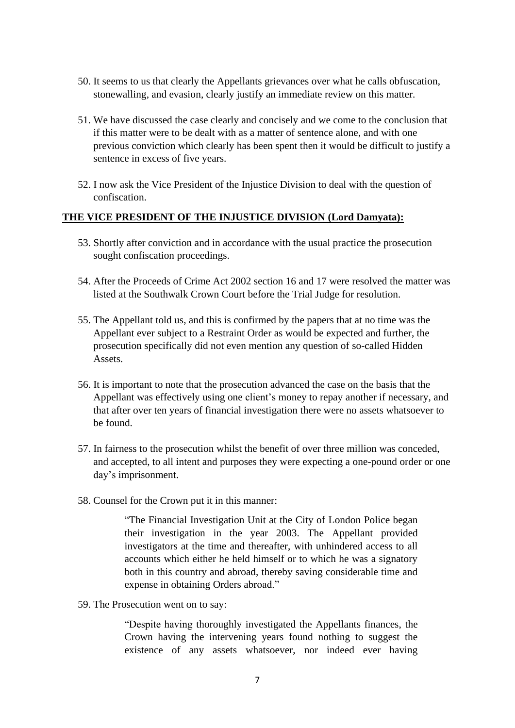50. It seems to us that clearly the Appellants grievances over what he calls obfuscation, stonewalling, and evasion, clearly justify an immediate review on this matter.

51. We have discussed the case clearly and concisely and we come to the conclusion that if this matter were to be dealt with as a matter of sentence alone, and with one previous conviction which clearly has been spent then it would be difficult to justify a sentence in excess of five years.

52. I now ask the Vice President of the Injustice Division to deal with the question of confiscation.

**THE VICE PRESIDENT OF THE INJUSTICE DIVISION (Lord Damyata):**

53. Shortly after conviction and in accordance with the usual practice the prosecution sought confiscation proceedings.

54. After the Proceeds of Crime Act 2002 section 16 and 17 were resolved the matter was listed at the Southwalk Crown Court before the Trial Judge for resolution.

55. The Appellant told us, and this is confirmed by the papers that at no time was the Appellant ever subject to a Restraint Order as would be expected and further, the prosecution specifically did not even mention any question of so-called Hidden Assets.

56. It is important to note that the prosecution advanced the case on the basis that the Appellant was effectively using one client's money to repay another if necessary, and that after over ten years of financial investigation there were no assets whatsoever to be found.

57. In fairness to the prosecution whilst the benefit of over three million was conceded, and accepted, to all intent and purposes they were expecting a one-pound order or one day's imprisonment.

58. Counsel for the Crown put it in this manner:

> "The Financial Investigation Unit at the City of London Police began their investigation in the year 2003. The Appellant provided investigators at the time and thereafter, with unhindered access to all accounts which either he held himself or to which he was a signatory both in this country and abroad, thereby saving considerable time and expense in obtaining Orders abroad."

59. The Prosecution went on to say:

> "Despite having thoroughly investigated the Appellants finances, the Crown having the intervening years found nothing to suggest the existence of any assets whatsoever, nor indeed ever having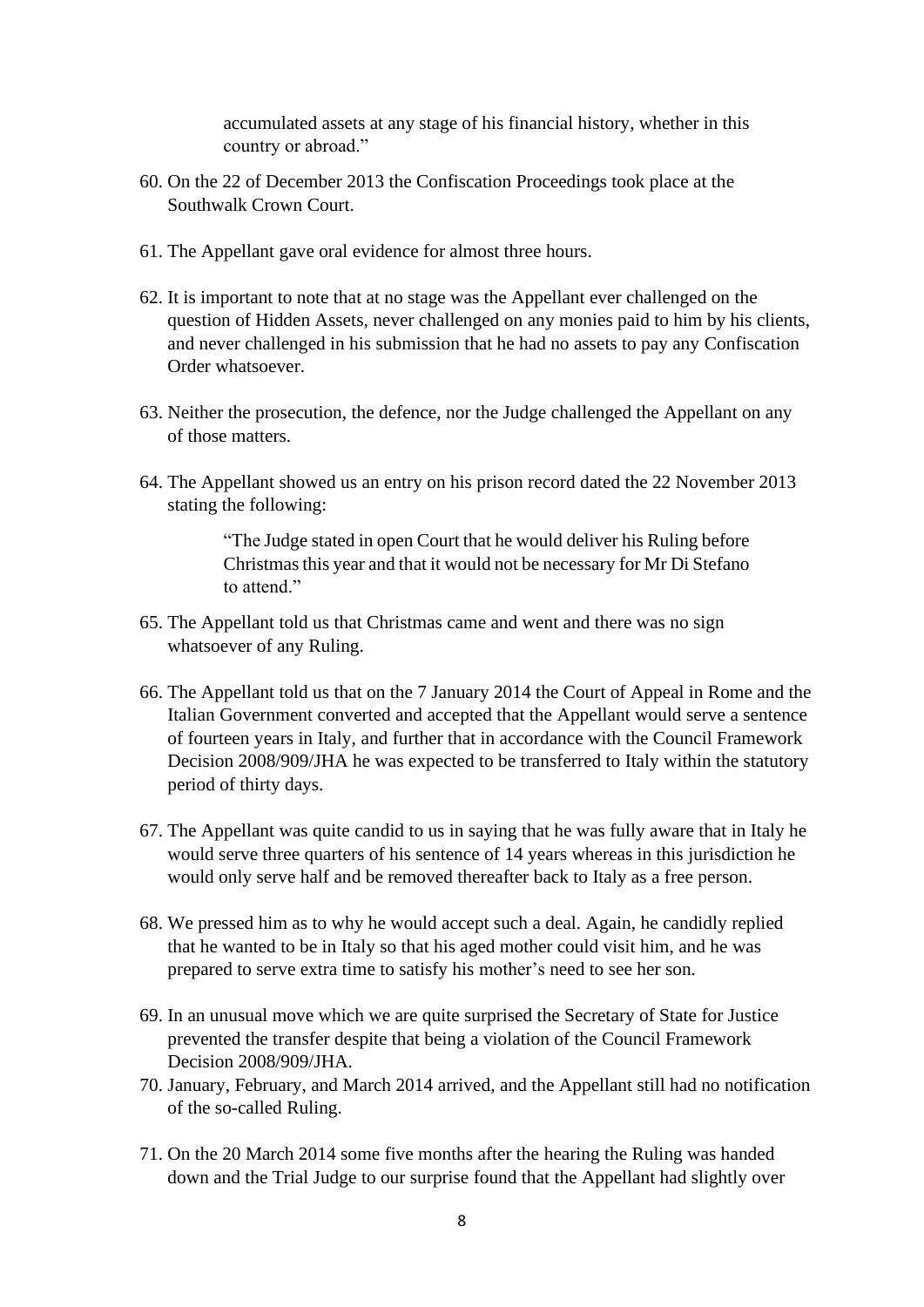accumulated assets at any stage of his financial history, whether in this country or abroad."

60. On the 22 of December 2013 the Confiscation Proceedings took place at the Southwalk Crown Court.

61. The Appellant gave oral evidence for almost three hours.

62. It is important to note that at no stage was the Appellant ever challenged on the question of Hidden Assets, never challenged on any monies paid to him by his clients, and never challenged in his submission that he had no assets to pay any Confiscation Order whatsoever.

63. Neither the prosecution, the defence, nor the Judge challenged the Appellant on any of those matters.

64. The Appellant showed us an entry on his prison record dated the 22 November 2013 stating the following:

> "The Judge stated in open Court that he would deliver his Ruling before Christmas this year and that it would not be necessary for Mr Di Stefano to attend."

65. The Appellant told us that Christmas came and went and there was no sign whatsoever of any Ruling.

66. The Appellant told us that on the 7 January 2014 the Court of Appeal in Rome and the Italian Government converted and accepted that the Appellant would serve a sentence of fourteen years in Italy, and further that in accordance with the Council Framework Decision 2008/909/JHA he was expected to be transferred to Italy within the statutory period of thirty days.

67. The Appellant was quite candid to us in saying that he was fully aware that in Italy he would serve three quarters of his sentence of 14 years whereas in this jurisdiction he would only serve half and be removed thereafter back to Italy as a free person.

68. We pressed him as to why he would accept such a deal. Again, he candidly replied that he wanted to be in Italy so that his aged mother could visit him, and he was prepared to serve extra time to satisfy his mother's need to see her son.

69. In an unusual move which we are quite surprised the Secretary of State for Justice prevented the transfer despite that being a violation of the Council Framework Decision 2008/909/JHA.

70. January, February, and March 2014 arrived, and the Appellant still had no notification of the so-called Ruling.

71. On the 20 March 2014 some five months after the hearing the Ruling was handed down and the Trial Judge to our surprise found that the Appellant had slightly over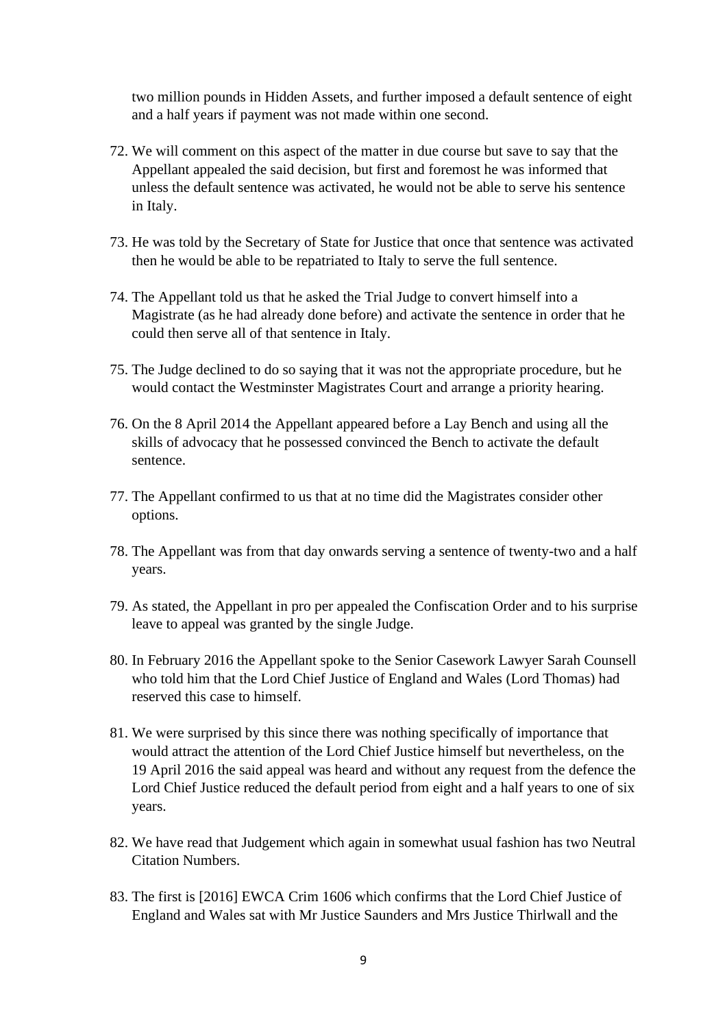two million pounds in Hidden Assets, and further imposed a default sentence of eight and a half years if payment was not made within one second.

72. We will comment on this aspect of the matter in due course but save to say that the Appellant appealed the said decision, but first and foremost he was informed that unless the default sentence was activated, he would not be able to serve his sentence in Italy.

73. He was told by the Secretary of State for Justice that once that sentence was activated then he would be able to be repatriated to Italy to serve the full sentence.

74. The Appellant told us that he asked the Trial Judge to convert himself into a Magistrate (as he had already done before) and activate the sentence in order that he could then serve all of that sentence in Italy.

75. The Judge declined to do so saying that it was not the appropriate procedure, but he would contact the Westminster Magistrates Court and arrange a priority hearing.

76. On the 8 April 2014 the Appellant appeared before a Lay Bench and using all the skills of advocacy that he possessed convinced the Bench to activate the default sentence.

77. The Appellant confirmed to us that at no time did the Magistrates consider other options.

78. The Appellant was from that day onwards serving a sentence of twenty-two and a half years.

79. As stated, the Appellant in pro per appealed the Confiscation Order and to his surprise leave to appeal was granted by the single Judge.

80. In February 2016 the Appellant spoke to the Senior Casework Lawyer Sarah Counsell who told him that the Lord Chief Justice of England and Wales (Lord Thomas) had reserved this case to himself.

81. We were surprised by this since there was nothing specifically of importance that would attract the attention of the Lord Chief Justice himself but nevertheless, on the 19 April 2016 the said appeal was heard and without any request from the defence the Lord Chief Justice reduced the default period from eight and a half years to one of six years.

82. We have read that Judgement which again in somewhat usual fashion has two Neutral Citation Numbers.

83. The first is [2016] EWCA Crim 1606 which confirms that the Lord Chief Justice of England and Wales sat with Mr Justice Saunders and Mrs Justice Thirlwall and the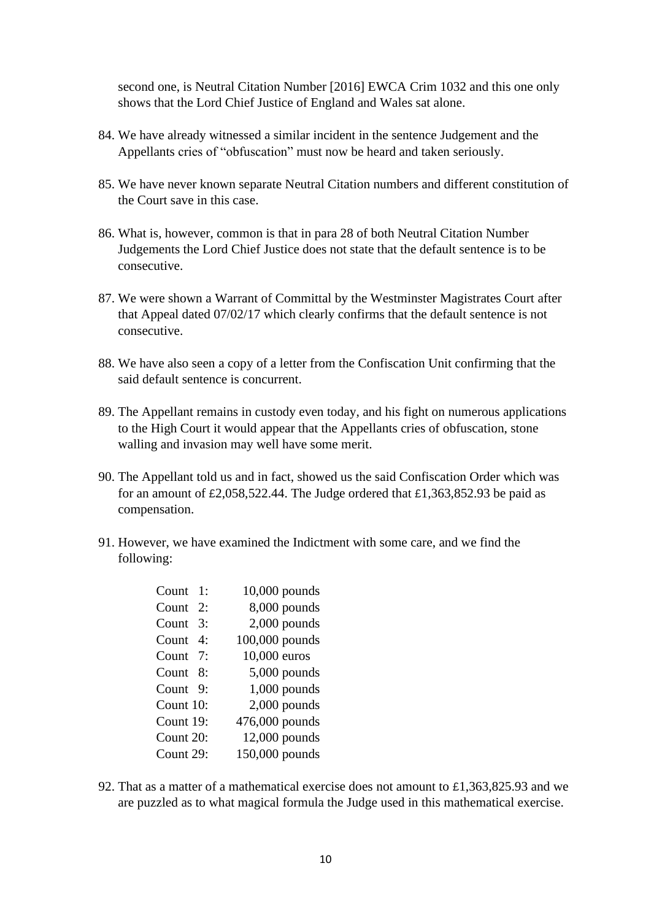second one, is Neutral Citation Number [2016] EWCA Crim 1032 and this one only shows that the Lord Chief Justice of England and Wales sat alone.

84. We have already witnessed a similar incident in the sentence Judgement and the Appellants cries of "obfuscation" must now be heard and taken seriously.

85. We have never known separate Neutral Citation numbers and different constitution of the Court save in this case.

86. What is, however, common is that in para 28 of both Neutral Citation Number Judgements the Lord Chief Justice does not state that the default sentence is to be consecutive.

87. We were shown a Warrant of Committal by the Westminster Magistrates Court after that Appeal dated 07/02/17 which clearly confirms that the default sentence is not consecutive.

88. We have also seen a copy of a letter from the Confiscation Unit confirming that the said default sentence is concurrent.

89. The Appellant remains in custody even today, and his fight on numerous applications to the High Court it would appear that the Appellants cries of obfuscation, stone walling and invasion may well have some merit.

90. The Appellant told us and in fact, showed us the said Confiscation Order which was for an amount of £2,058,522.44. The Judge ordered that £1,363,852.93 be paid as compensation.

91. However, we have examined the Indictment with some care, and we find the following:

| | |
|---|---|
| Count 1: | 10,000 pounds |
| Count 2: | 8,000 pounds |
| Count 3: | 2,000 pounds |
| Count 4: | 100,000 pounds |
| Count 7: | 10,000 euros |
| Count 8: | 5,000 pounds |
| Count 9: | 1,000 pounds |
| Count 10: | 2,000 pounds |
| Count 19: | 476,000 pounds |
| Count 20: | 12,000 pounds |
| Count 29: | 150,000 pounds |

92. That as a matter of a mathematical exercise does not amount to £1,363,825.93 and we are puzzled as to what magical formula the Judge used in this mathematical exercise.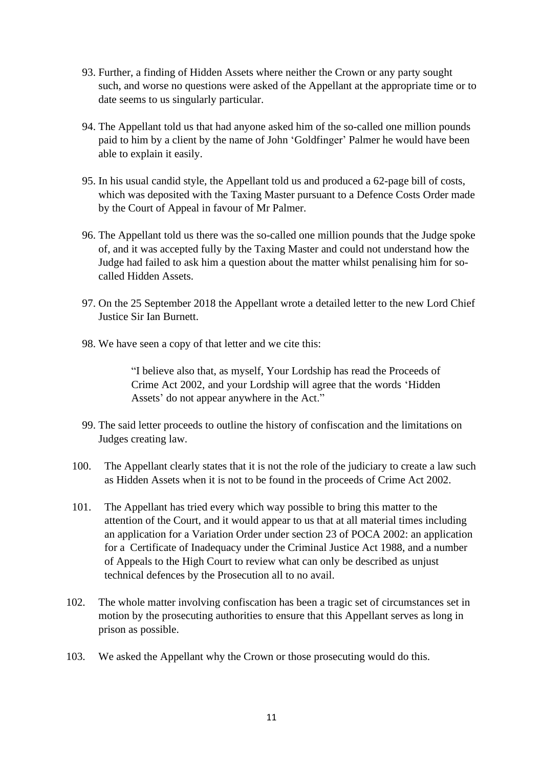93. Further, a finding of Hidden Assets where neither the Crown or any party sought such, and worse no questions were asked of the Appellant at the appropriate time or to date seems to us singularly particular.

94. The Appellant told us that had anyone asked him of the so-called one million pounds paid to him by a client by the name of John 'Goldfinger' Palmer he would have been able to explain it easily.

95. In his usual candid style, the Appellant told us and produced a 62-page bill of costs, which was deposited with the Taxing Master pursuant to a Defence Costs Order made by the Court of Appeal in favour of Mr Palmer.

96. The Appellant told us there was the so-called one million pounds that the Judge spoke of, and it was accepted fully by the Taxing Master and could not understand how the Judge had failed to ask him a question about the matter whilst penalising him for so-called Hidden Assets.

97. On the 25 September 2018 the Appellant wrote a detailed letter to the new Lord Chief Justice Sir Ian Burnett.

98. We have seen a copy of that letter and we cite this:

> "I believe also that, as myself, Your Lordship has read the Proceeds of Crime Act 2002, and your Lordship will agree that the words 'Hidden Assets' do not appear anywhere in the Act."

99. The said letter proceeds to outline the history of confiscation and the limitations on Judges creating law.

100. The Appellant clearly states that it is not the role of the judiciary to create a law such as Hidden Assets when it is not to be found in the proceeds of Crime Act 2002.

101. The Appellant has tried every which way possible to bring this matter to the attention of the Court, and it would appear to us that at all material times including an application for a Variation Order under section 23 of POCA 2002: an application for a Certificate of Inadequacy under the Criminal Justice Act 1988, and a number of Appeals to the High Court to review what can only be described as unjust technical defences by the Prosecution all to no avail.

102. The whole matter involving confiscation has been a tragic set of circumstances set in motion by the prosecuting authorities to ensure that this Appellant serves as long in prison as possible.

103. We asked the Appellant why the Crown or those prosecuting would do this.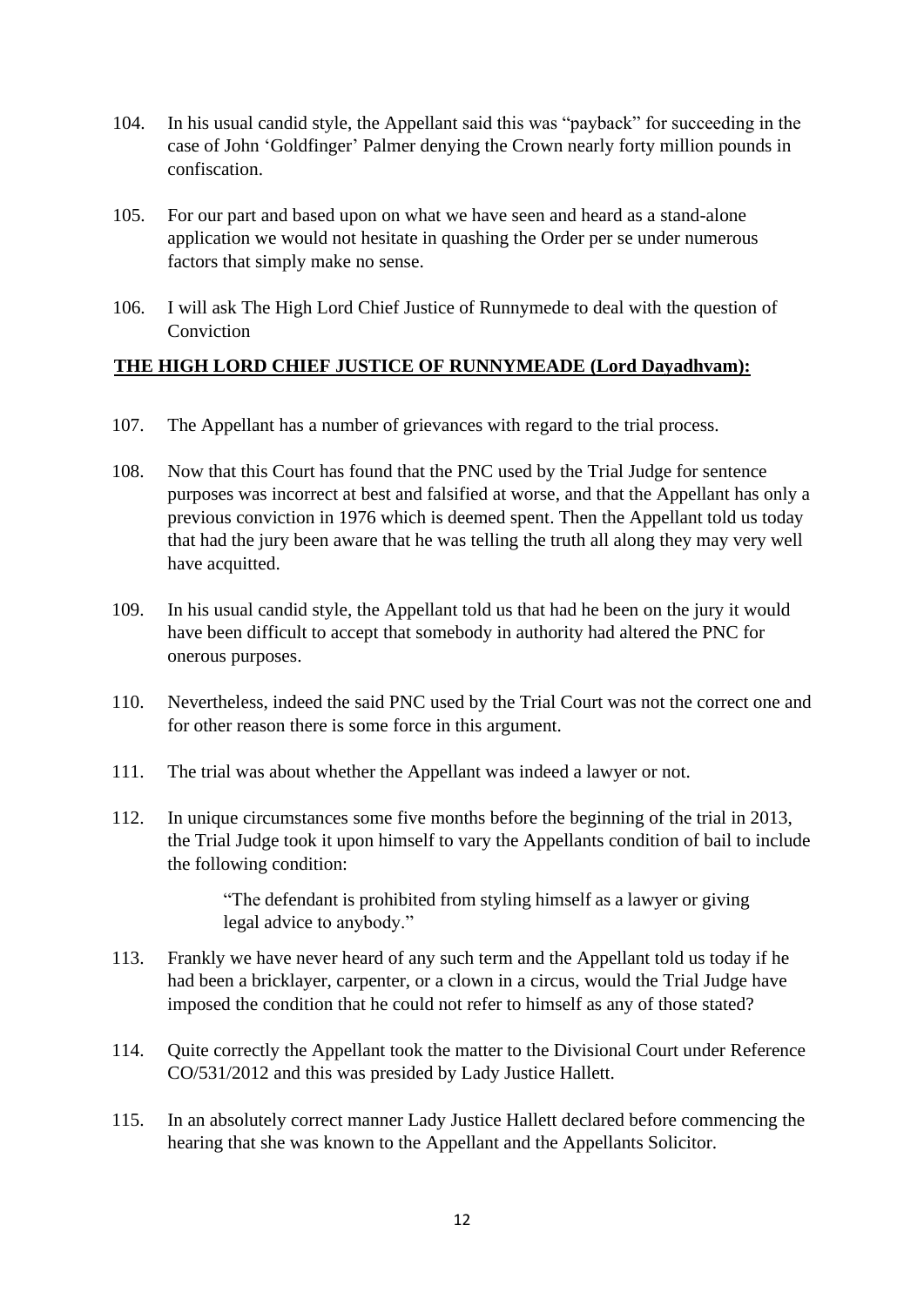104. In his usual candid style, the Appellant said this was "payback" for succeeding in the case of John 'Goldfinger' Palmer denying the Crown nearly forty million pounds in confiscation.

105. For our part and based upon on what we have seen and heard as a stand-alone application we would not hesitate in quashing the Order per se under numerous factors that simply make no sense.

106. I will ask The High Lord Chief Justice of Runnymede to deal with the question of Conviction

**<u>THE HIGH LORD CHIEF JUSTICE OF RUNNYMEADE (Lord Dayadhvam):</u>**

107. The Appellant has a number of grievances with regard to the trial process.

108. Now that this Court has found that the PNC used by the Trial Judge for sentence purposes was incorrect at best and falsified at worse, and that the Appellant has only a previous conviction in 1976 which is deemed spent. Then the Appellant told us today that had the jury been aware that he was telling the truth all along they may very well have acquitted.

109. In his usual candid style, the Appellant told us that had he been on the jury it would have been difficult to accept that somebody in authority had altered the PNC for onerous purposes.

110. Nevertheless, indeed the said PNC used by the Trial Court was not the correct one and for other reason there is some force in this argument.

111. The trial was about whether the Appellant was indeed a lawyer or not.

112. In unique circumstances some five months before the beginning of the trial in 2013, the Trial Judge took it upon himself to vary the Appellants condition of bail to include the following condition:

> "The defendant is prohibited from styling himself as a lawyer or giving legal advice to anybody."

113. Frankly we have never heard of any such term and the Appellant told us today if he had been a bricklayer, carpenter, or a clown in a circus, would the Trial Judge have imposed the condition that he could not refer to himself as any of those stated?

114. Quite correctly the Appellant took the matter to the Divisional Court under Reference CO/531/2012 and this was presided by Lady Justice Hallett.

115. In an absolutely correct manner Lady Justice Hallett declared before commencing the hearing that she was known to the Appellant and the Appellants Solicitor.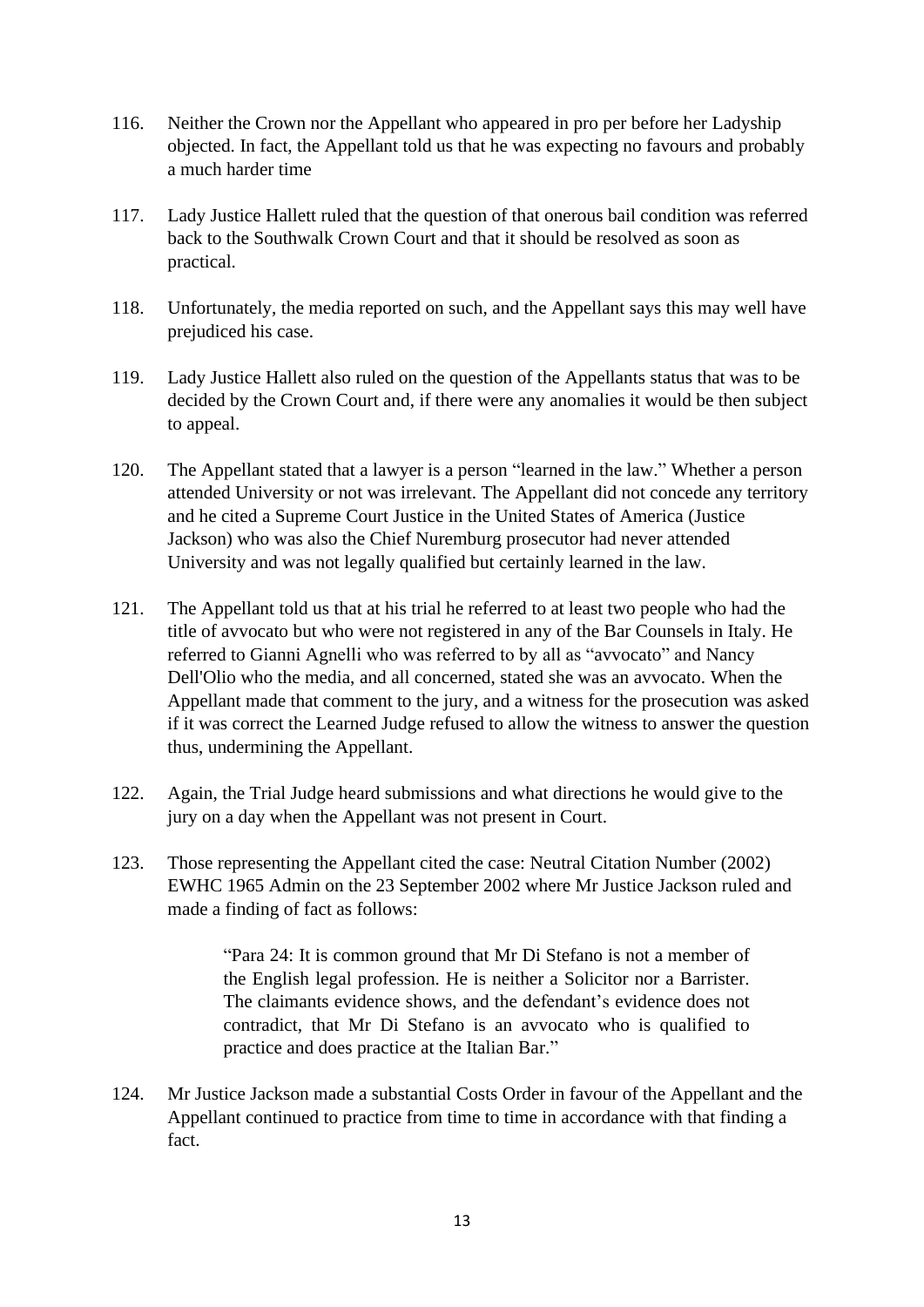116. Neither the Crown nor the Appellant who appeared in pro per before her Ladyship objected. In fact, the Appellant told us that he was expecting no favours and probably a much harder time

117. Lady Justice Hallett ruled that the question of that onerous bail condition was referred back to the Southwalk Crown Court and that it should be resolved as soon as practical.

118. Unfortunately, the media reported on such, and the Appellant says this may well have prejudiced his case.

119. Lady Justice Hallett also ruled on the question of the Appellants status that was to be decided by the Crown Court and, if there were any anomalies it would be then subject to appeal.

120. The Appellant stated that a lawyer is a person "learned in the law." Whether a person attended University or not was irrelevant. The Appellant did not concede any territory and he cited a Supreme Court Justice in the United States of America (Justice Jackson) who was also the Chief Nuremburg prosecutor had never attended University and was not legally qualified but certainly learned in the law.

121. The Appellant told us that at his trial he referred to at least two people who had the title of avvocato but who were not registered in any of the Bar Counsels in Italy. He referred to Gianni Agnelli who was referred to by all as "avvocato" and Nancy Dell'Olio who the media, and all concerned, stated she was an avvocato. When the Appellant made that comment to the jury, and a witness for the prosecution was asked if it was correct the Learned Judge refused to allow the witness to answer the question thus, undermining the Appellant.

122. Again, the Trial Judge heard submissions and what directions he would give to the jury on a day when the Appellant was not present in Court.

123. Those representing the Appellant cited the case: Neutral Citation Number (2002) EWHC 1965 Admin on the 23 September 2002 where Mr Justice Jackson ruled and made a finding of fact as follows:

> "Para 24: It is common ground that Mr Di Stefano is not a member of the English legal profession. He is neither a Solicitor nor a Barrister. The claimants evidence shows, and the defendant's evidence does not contradict, that Mr Di Stefano is an avvocato who is qualified to practice and does practice at the Italian Bar."

124. Mr Justice Jackson made a substantial Costs Order in favour of the Appellant and the Appellant continued to practice from time to time in accordance with that finding a fact.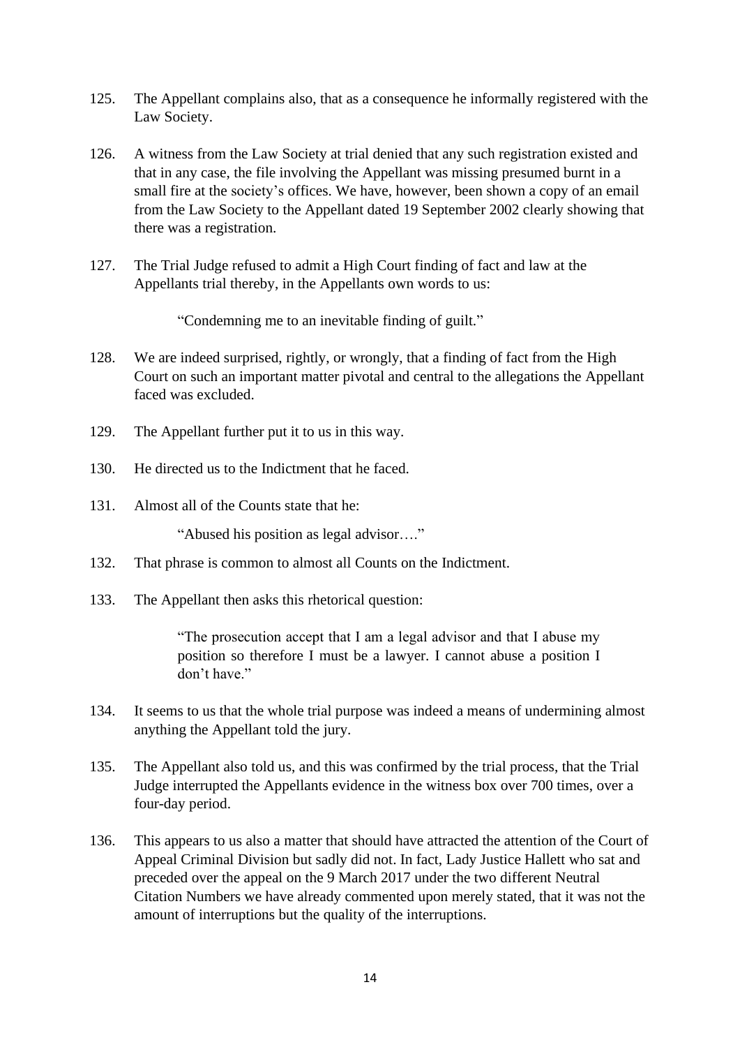125. The Appellant complains also, that as a consequence he informally registered with the Law Society.

126. A witness from the Law Society at trial denied that any such registration existed and that in any case, the file involving the Appellant was missing presumed burnt in a small fire at the society's offices. We have, however, been shown a copy of an email from the Law Society to the Appellant dated 19 September 2002 clearly showing that there was a registration.

127. The Trial Judge refused to admit a High Court finding of fact and law at the Appellants trial thereby, in the Appellants own words to us:

> "Condemning me to an inevitable finding of guilt."

128. We are indeed surprised, rightly, or wrongly, that a finding of fact from the High Court on such an important matter pivotal and central to the allegations the Appellant faced was excluded.

129. The Appellant further put it to us in this way.

130. He directed us to the Indictment that he faced.

131. Almost all of the Counts state that he:

> "Abused his position as legal advisor…."

132. That phrase is common to almost all Counts on the Indictment.

133. The Appellant then asks this rhetorical question:

> "The prosecution accept that I am a legal advisor and that I abuse my position so therefore I must be a lawyer. I cannot abuse a position I don't have."

134. It seems to us that the whole trial purpose was indeed a means of undermining almost anything the Appellant told the jury.

135. The Appellant also told us, and this was confirmed by the trial process, that the Trial Judge interrupted the Appellants evidence in the witness box over 700 times, over a four-day period.

136. This appears to us also a matter that should have attracted the attention of the Court of Appeal Criminal Division but sadly did not. In fact, Lady Justice Hallett who sat and preceded over the appeal on the 9 March 2017 under the two different Neutral Citation Numbers we have already commented upon merely stated, that it was not the amount of interruptions but the quality of the interruptions.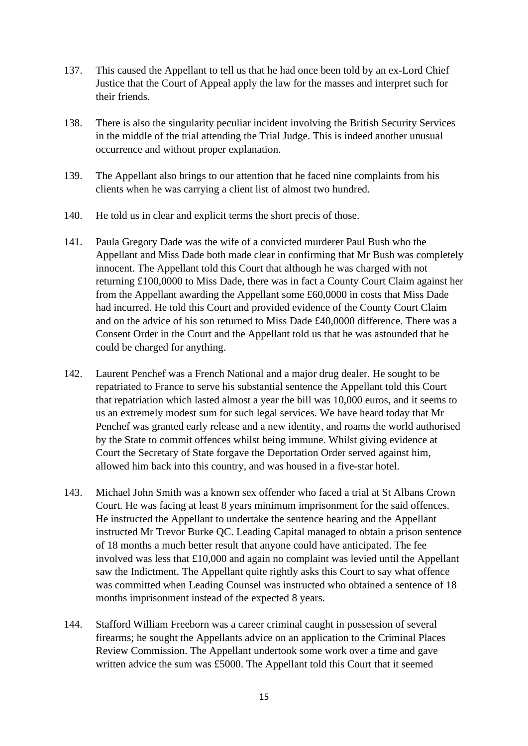137. This caused the Appellant to tell us that he had once been told by an ex-Lord Chief Justice that the Court of Appeal apply the law for the masses and interpret such for their friends.

138. There is also the singularity peculiar incident involving the British Security Services in the middle of the trial attending the Trial Judge. This is indeed another unusual occurrence and without proper explanation.

139. The Appellant also brings to our attention that he faced nine complaints from his clients when he was carrying a client list of almost two hundred.

140. He told us in clear and explicit terms the short precis of those.

141. Paula Gregory Dade was the wife of a convicted murderer Paul Bush who the Appellant and Miss Dade both made clear in confirming that Mr Bush was completely innocent. The Appellant told this Court that although he was charged with not returning £100,0000 to Miss Dade, there was in fact a County Court Claim against her from the Appellant awarding the Appellant some £60,0000 in costs that Miss Dade had incurred. He told this Court and provided evidence of the County Court Claim and on the advice of his son returned to Miss Dade £40,0000 difference. There was a Consent Order in the Court and the Appellant told us that he was astounded that he could be charged for anything.

142. Laurent Penchef was a French National and a major drug dealer. He sought to be repatriated to France to serve his substantial sentence the Appellant told this Court that repatriation which lasted almost a year the bill was 10,000 euros, and it seems to us an extremely modest sum for such legal services. We have heard today that Mr Penchef was granted early release and a new identity, and roams the world authorised by the State to commit offences whilst being immune. Whilst giving evidence at Court the Secretary of State forgave the Deportation Order served against him, allowed him back into this country, and was housed in a five-star hotel.

143. Michael John Smith was a known sex offender who faced a trial at St Albans Crown Court. He was facing at least 8 years minimum imprisonment for the said offences. He instructed the Appellant to undertake the sentence hearing and the Appellant instructed Mr Trevor Burke QC. Leading Capital managed to obtain a prison sentence of 18 months a much better result that anyone could have anticipated. The fee involved was less that £10,000 and again no complaint was levied until the Appellant saw the Indictment. The Appellant quite rightly asks this Court to say what offence was committed when Leading Counsel was instructed who obtained a sentence of 18 months imprisonment instead of the expected 8 years.

144. Stafford William Freeborn was a career criminal caught in possession of several firearms; he sought the Appellants advice on an application to the Criminal Places Review Commission. The Appellant undertook some work over a time and gave written advice the sum was £5000. The Appellant told this Court that it seemed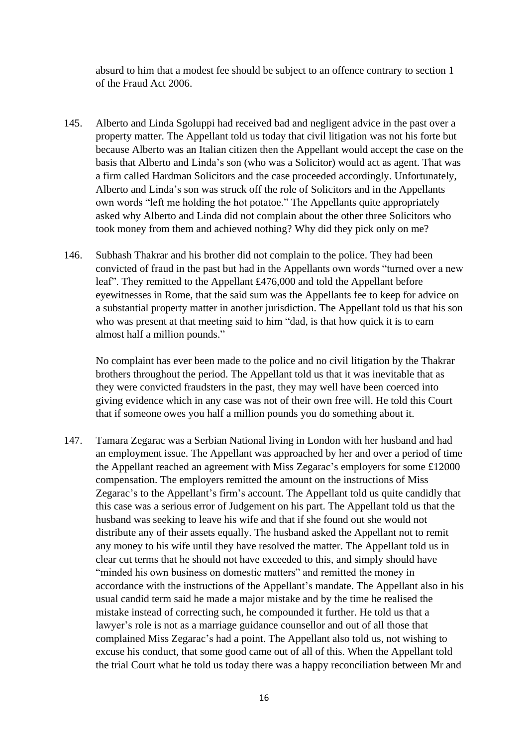absurd to him that a modest fee should be subject to an offence contrary to section 1 of the Fraud Act 2006.

145. Alberto and Linda Sgoluppi had received bad and negligent advice in the past over a property matter. The Appellant told us today that civil litigation was not his forte but because Alberto was an Italian citizen then the Appellant would accept the case on the basis that Alberto and Linda's son (who was a Solicitor) would act as agent. That was a firm called Hardman Solicitors and the case proceeded accordingly. Unfortunately, Alberto and Linda's son was struck off the role of Solicitors and in the Appellants own words "left me holding the hot potatoe." The Appellants quite appropriately asked why Alberto and Linda did not complain about the other three Solicitors who took money from them and achieved nothing? Why did they pick only on me?

146. Subhash Thakrar and his brother did not complain to the police. They had been convicted of fraud in the past but had in the Appellants own words "turned over a new leaf". They remitted to the Appellant £476,000 and told the Appellant before eyewitnesses in Rome, that the said sum was the Appellants fee to keep for advice on a substantial property matter in another jurisdiction. The Appellant told us that his son who was present at that meeting said to him "dad, is that how quick it is to earn almost half a million pounds."

No complaint has ever been made to the police and no civil litigation by the Thakrar brothers throughout the period. The Appellant told us that it was inevitable that as they were convicted fraudsters in the past, they may well have been coerced into giving evidence which in any case was not of their own free will. He told this Court that if someone owes you half a million pounds you do something about it.

147. Tamara Zegarac was a Serbian National living in London with her husband and had an employment issue. The Appellant was approached by her and over a period of time the Appellant reached an agreement with Miss Zegarac's employers for some £12000 compensation. The employers remitted the amount on the instructions of Miss Zegarac's to the Appellant's firm's account. The Appellant told us quite candidly that this case was a serious error of Judgement on his part. The Appellant told us that the husband was seeking to leave his wife and that if she found out she would not distribute any of their assets equally. The husband asked the Appellant not to remit any money to his wife until they have resolved the matter. The Appellant told us in clear cut terms that he should not have exceeded to this, and simply should have "minded his own business on domestic matters" and remitted the money in accordance with the instructions of the Appellant's mandate. The Appellant also in his usual candid term said he made a major mistake and by the time he realised the mistake instead of correcting such, he compounded it further. He told us that a lawyer's role is not as a marriage guidance counsellor and out of all those that complained Miss Zegarac's had a point. The Appellant also told us, not wishing to excuse his conduct, that some good came out of all of this. When the Appellant told the trial Court what he told us today there was a happy reconciliation between Mr and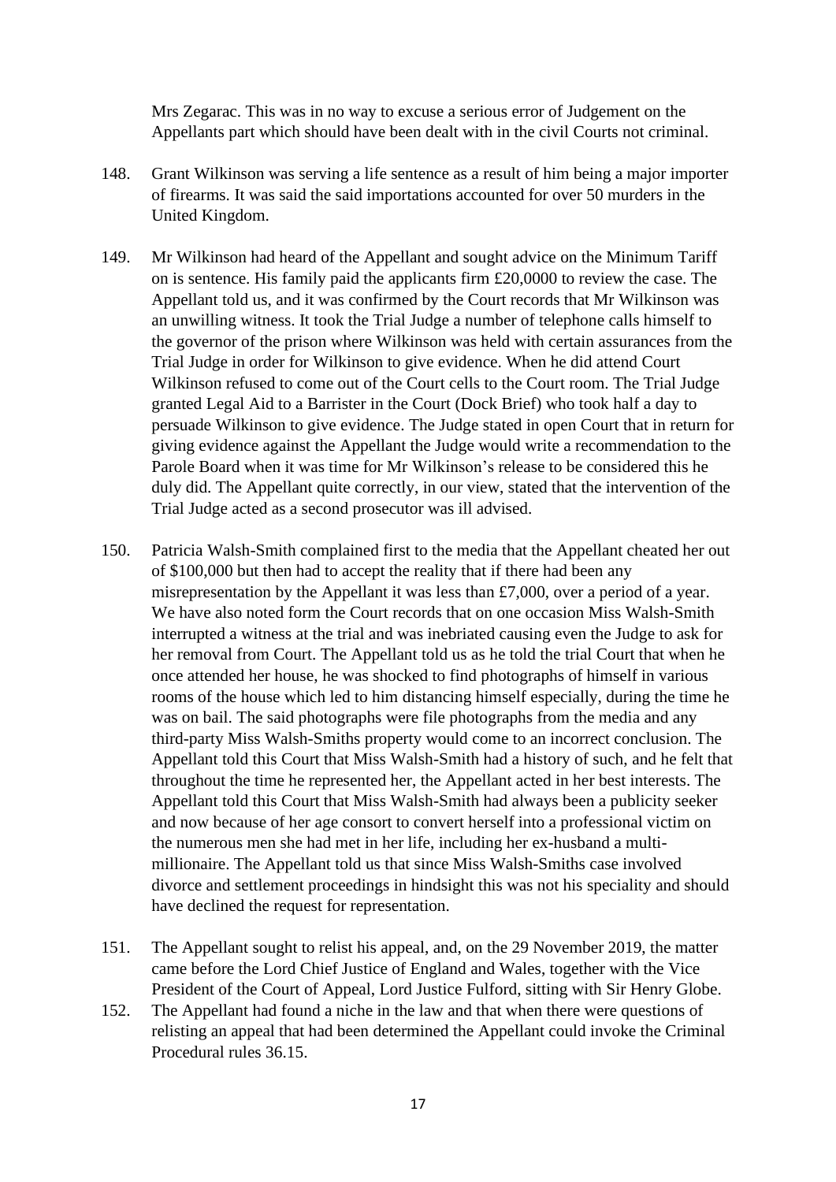Mrs Zegarac. This was in no way to excuse a serious error of Judgement on the Appellants part which should have been dealt with in the civil Courts not criminal.

148. Grant Wilkinson was serving a life sentence as a result of him being a major importer of firearms. It was said the said importations accounted for over 50 murders in the United Kingdom.

149. Mr Wilkinson had heard of the Appellant and sought advice on the Minimum Tariff on is sentence. His family paid the applicants firm £20,0000 to review the case. The Appellant told us, and it was confirmed by the Court records that Mr Wilkinson was an unwilling witness. It took the Trial Judge a number of telephone calls himself to the governor of the prison where Wilkinson was held with certain assurances from the Trial Judge in order for Wilkinson to give evidence. When he did attend Court Wilkinson refused to come out of the Court cells to the Court room. The Trial Judge granted Legal Aid to a Barrister in the Court (Dock Brief) who took half a day to persuade Wilkinson to give evidence. The Judge stated in open Court that in return for giving evidence against the Appellant the Judge would write a recommendation to the Parole Board when it was time for Mr Wilkinson's release to be considered this he duly did. The Appellant quite correctly, in our view, stated that the intervention of the Trial Judge acted as a second prosecutor was ill advised.

150. Patricia Walsh-Smith complained first to the media that the Appellant cheated her out of $100,000 but then had to accept the reality that if there had been any misrepresentation by the Appellant it was less than £7,000, over a period of a year. We have also noted form the Court records that on one occasion Miss Walsh-Smith interrupted a witness at the trial and was inebriated causing even the Judge to ask for her removal from Court. The Appellant told us as he told the trial Court that when he once attended her house, he was shocked to find photographs of himself in various rooms of the house which led to him distancing himself especially, during the time he was on bail. The said photographs were file photographs from the media and any third-party Miss Walsh-Smiths property would come to an incorrect conclusion. The Appellant told this Court that Miss Walsh-Smith had a history of such, and he felt that throughout the time he represented her, the Appellant acted in her best interests. The Appellant told this Court that Miss Walsh-Smith had always been a publicity seeker and now because of her age consort to convert herself into a professional victim on the numerous men she had met in her life, including her ex-husband a multi-millionaire. The Appellant told us that since Miss Walsh-Smiths case involved divorce and settlement proceedings in hindsight this was not his speciality and should have declined the request for representation.

151. The Appellant sought to relist his appeal, and, on the 29 November 2019, the matter came before the Lord Chief Justice of England and Wales, together with the Vice President of the Court of Appeal, Lord Justice Fulford, sitting with Sir Henry Globe.

152. The Appellant had found a niche in the law and that when there were questions of relisting an appeal that had been determined the Appellant could invoke the Criminal Procedural rules 36.15.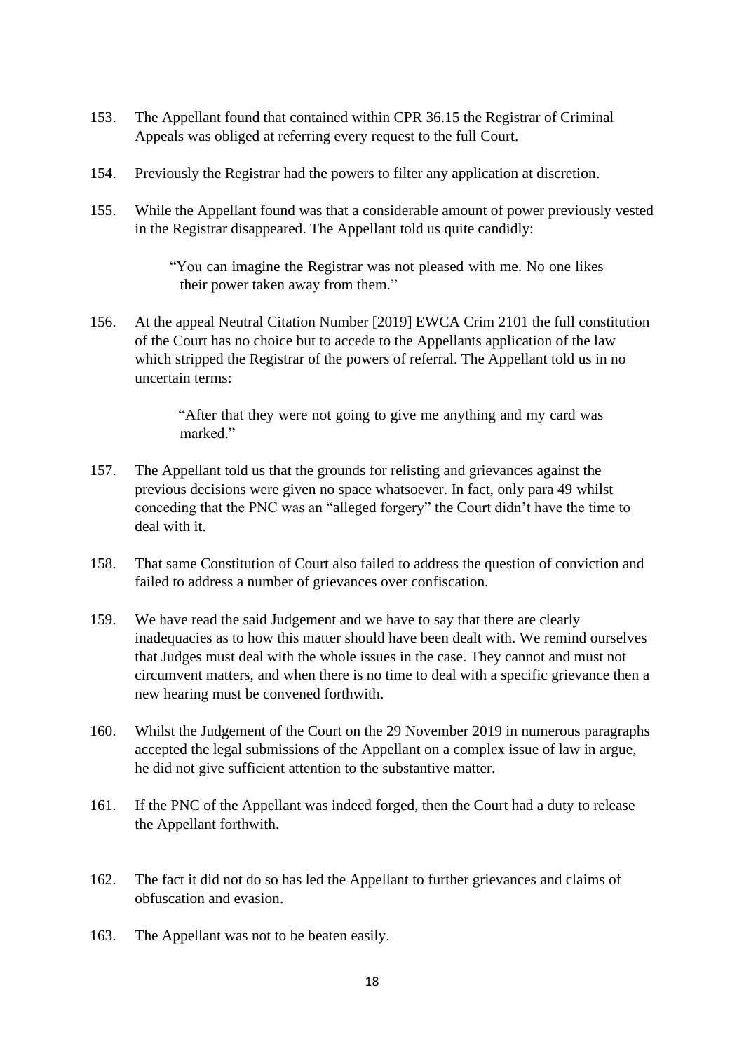153. The Appellant found that contained within CPR 36.15 the Registrar of Criminal Appeals was obliged at referring every request to the full Court.

154. Previously the Registrar had the powers to filter any application at discretion.

155. While the Appellant found was that a considerable amount of power previously vested in the Registrar disappeared. The Appellant told us quite candidly:

> "You can imagine the Registrar was not pleased with me. No one likes their power taken away from them."

156. At the appeal Neutral Citation Number [2019] EWCA Crim 2101 the full constitution of the Court has no choice but to accede to the Appellants application of the law which stripped the Registrar of the powers of referral. The Appellant told us in no uncertain terms:

> "After that they were not going to give me anything and my card was marked."

157. The Appellant told us that the grounds for relisting and grievances against the previous decisions were given no space whatsoever. In fact, only para 49 whilst conceding that the PNC was an "alleged forgery" the Court didn't have the time to deal with it.

158. That same Constitution of Court also failed to address the question of conviction and failed to address a number of grievances over confiscation.

159. We have read the said Judgement and we have to say that there are clearly inadequacies as to how this matter should have been dealt with. We remind ourselves that Judges must deal with the whole issues in the case. They cannot and must not circumvent matters, and when there is no time to deal with a specific grievance then a new hearing must be convened forthwith.

160. Whilst the Judgement of the Court on the 29 November 2019 in numerous paragraphs accepted the legal submissions of the Appellant on a complex issue of law in argue, he did not give sufficient attention to the substantive matter.

161. If the PNC of the Appellant was indeed forged, then the Court had a duty to release the Appellant forthwith.

162. The fact it did not do so has led the Appellant to further grievances and claims of obfuscation and evasion.

163. The Appellant was not to be beaten easily.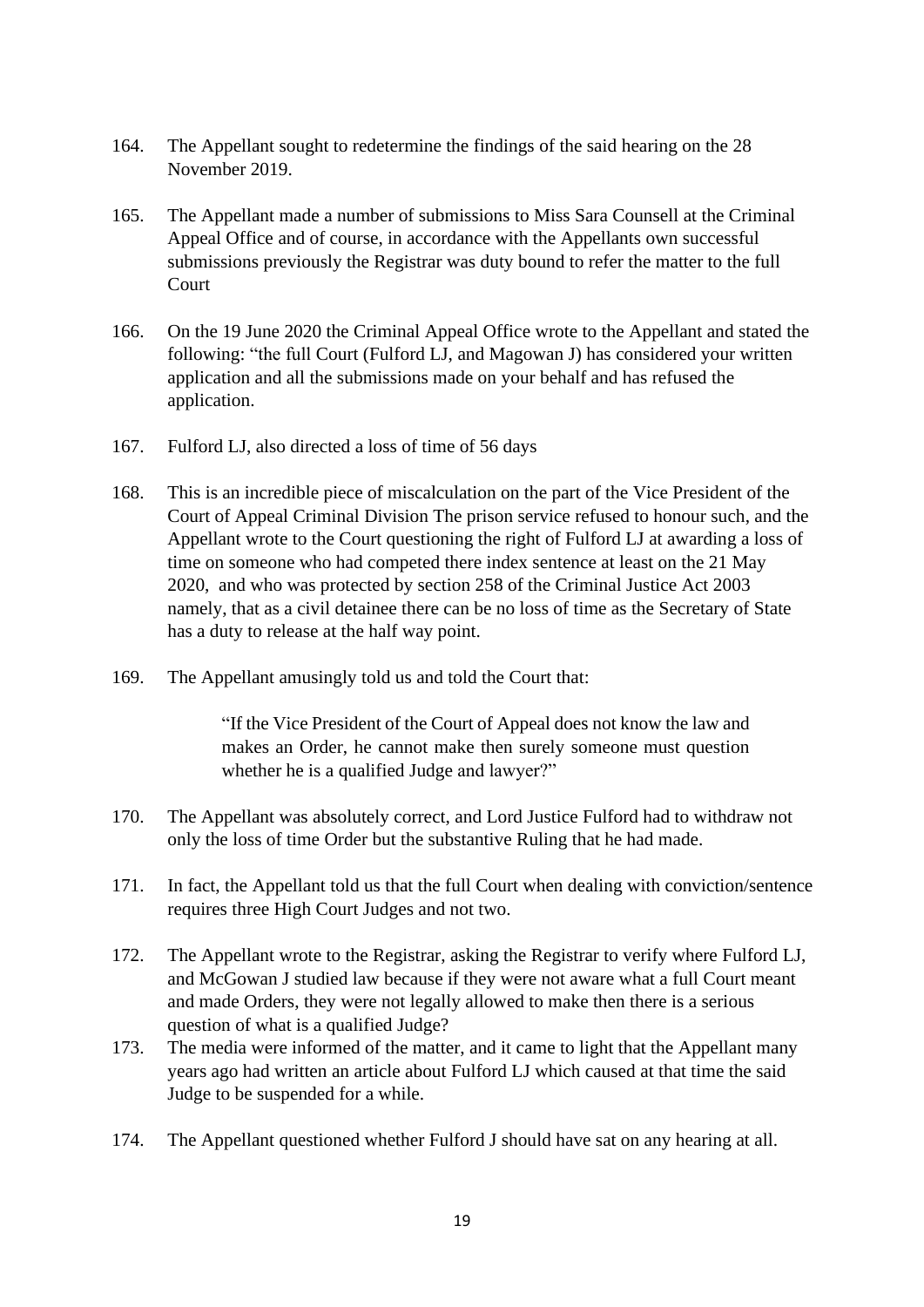164. The Appellant sought to redetermine the findings of the said hearing on the 28 November 2019.

165. The Appellant made a number of submissions to Miss Sara Counsell at the Criminal Appeal Office and of course, in accordance with the Appellants own successful submissions previously the Registrar was duty bound to refer the matter to the full Court

166. On the 19 June 2020 the Criminal Appeal Office wrote to the Appellant and stated the following: "the full Court (Fulford LJ, and Magowan J) has considered your written application and all the submissions made on your behalf and has refused the application.

167. Fulford LJ, also directed a loss of time of 56 days

168. This is an incredible piece of miscalculation on the part of the Vice President of the Court of Appeal Criminal Division The prison service refused to honour such, and the Appellant wrote to the Court questioning the right of Fulford LJ at awarding a loss of time on someone who had competed there index sentence at least on the 21 May 2020, and who was protected by section 258 of the Criminal Justice Act 2003 namely, that as a civil detainee there can be no loss of time as the Secretary of State has a duty to release at the half way point.

169. The Appellant amusingly told us and told the Court that:

> "If the Vice President of the Court of Appeal does not know the law and makes an Order, he cannot make then surely someone must question whether he is a qualified Judge and lawyer?"

170. The Appellant was absolutely correct, and Lord Justice Fulford had to withdraw not only the loss of time Order but the substantive Ruling that he had made.

171. In fact, the Appellant told us that the full Court when dealing with conviction/sentence requires three High Court Judges and not two.

172. The Appellant wrote to the Registrar, asking the Registrar to verify where Fulford LJ, and McGowan J studied law because if they were not aware what a full Court meant and made Orders, they were not legally allowed to make then there is a serious question of what is a qualified Judge?

173. The media were informed of the matter, and it came to light that the Appellant many years ago had written an article about Fulford LJ which caused at that time the said Judge to be suspended for a while.

174. The Appellant questioned whether Fulford J should have sat on any hearing at all.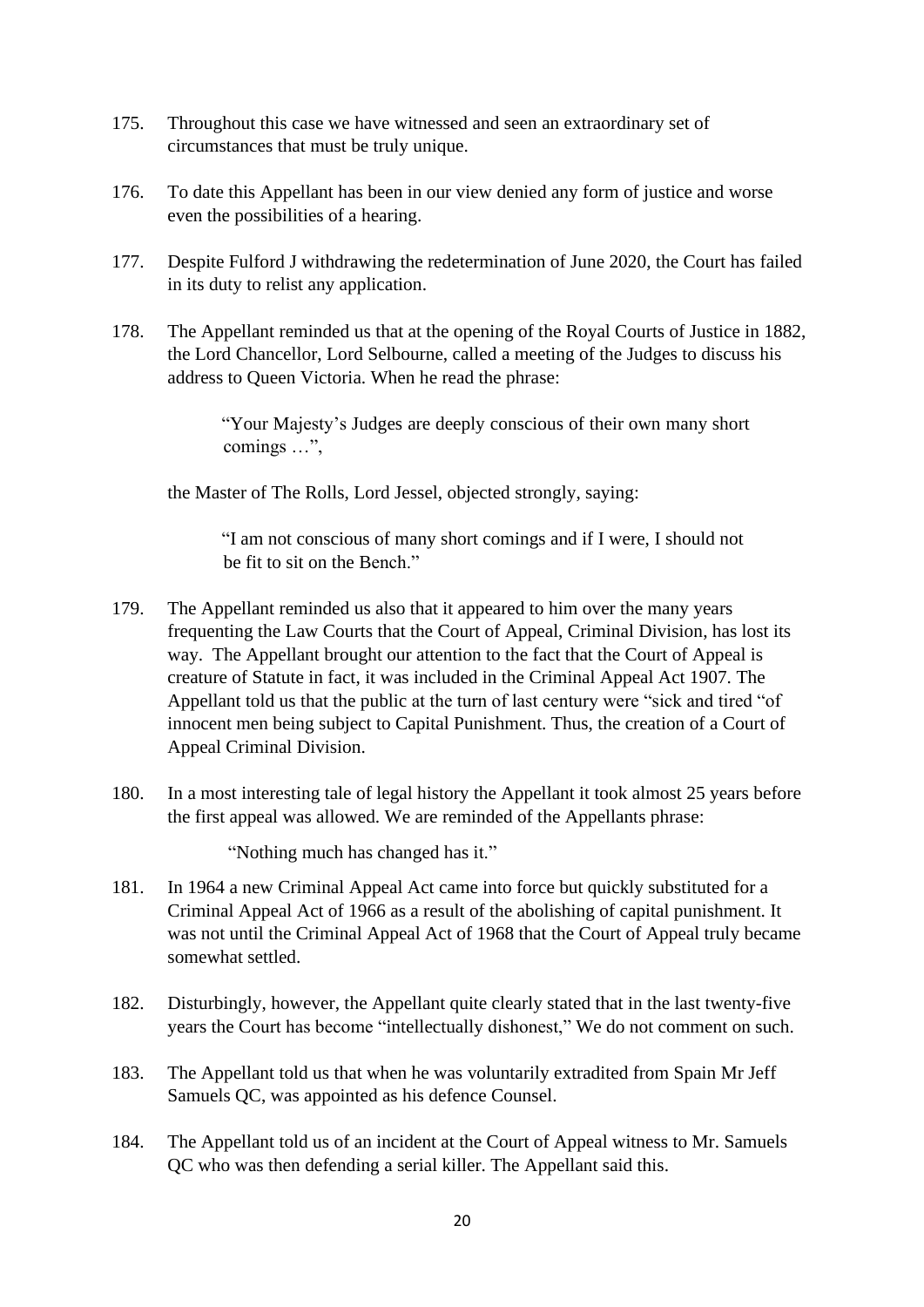175. Throughout this case we have witnessed and seen an extraordinary set of circumstances that must be truly unique.

176. To date this Appellant has been in our view denied any form of justice and worse even the possibilities of a hearing.

177. Despite Fulford J withdrawing the redetermination of June 2020, the Court has failed in its duty to relist any application.

178. The Appellant reminded us that at the opening of the Royal Courts of Justice in 1882, the Lord Chancellor, Lord Selbourne, called a meeting of the Judges to discuss his address to Queen Victoria. When he read the phrase:

> "Your Majesty's Judges are deeply conscious of their own many short comings …",

the Master of The Rolls, Lord Jessel, objected strongly, saying:

> "I am not conscious of many short comings and if I were, I should not be fit to sit on the Bench."

179. The Appellant reminded us also that it appeared to him over the many years frequenting the Law Courts that the Court of Appeal, Criminal Division, has lost its way. The Appellant brought our attention to the fact that the Court of Appeal is creature of Statute in fact, it was included in the Criminal Appeal Act 1907. The Appellant told us that the public at the turn of last century were "sick and tired "of innocent men being subject to Capital Punishment. Thus, the creation of a Court of Appeal Criminal Division.

180. In a most interesting tale of legal history the Appellant it took almost 25 years before the first appeal was allowed. We are reminded of the Appellants phrase:

> "Nothing much has changed has it."

181. In 1964 a new Criminal Appeal Act came into force but quickly substituted for a Criminal Appeal Act of 1966 as a result of the abolishing of capital punishment. It was not until the Criminal Appeal Act of 1968 that the Court of Appeal truly became somewhat settled.

182. Disturbingly, however, the Appellant quite clearly stated that in the last twenty-five years the Court has become "intellectually dishonest," We do not comment on such.

183. The Appellant told us that when he was voluntarily extradited from Spain Mr Jeff Samuels QC, was appointed as his defence Counsel.

184. The Appellant told us of an incident at the Court of Appeal witness to Mr. Samuels QC who was then defending a serial killer. The Appellant said this.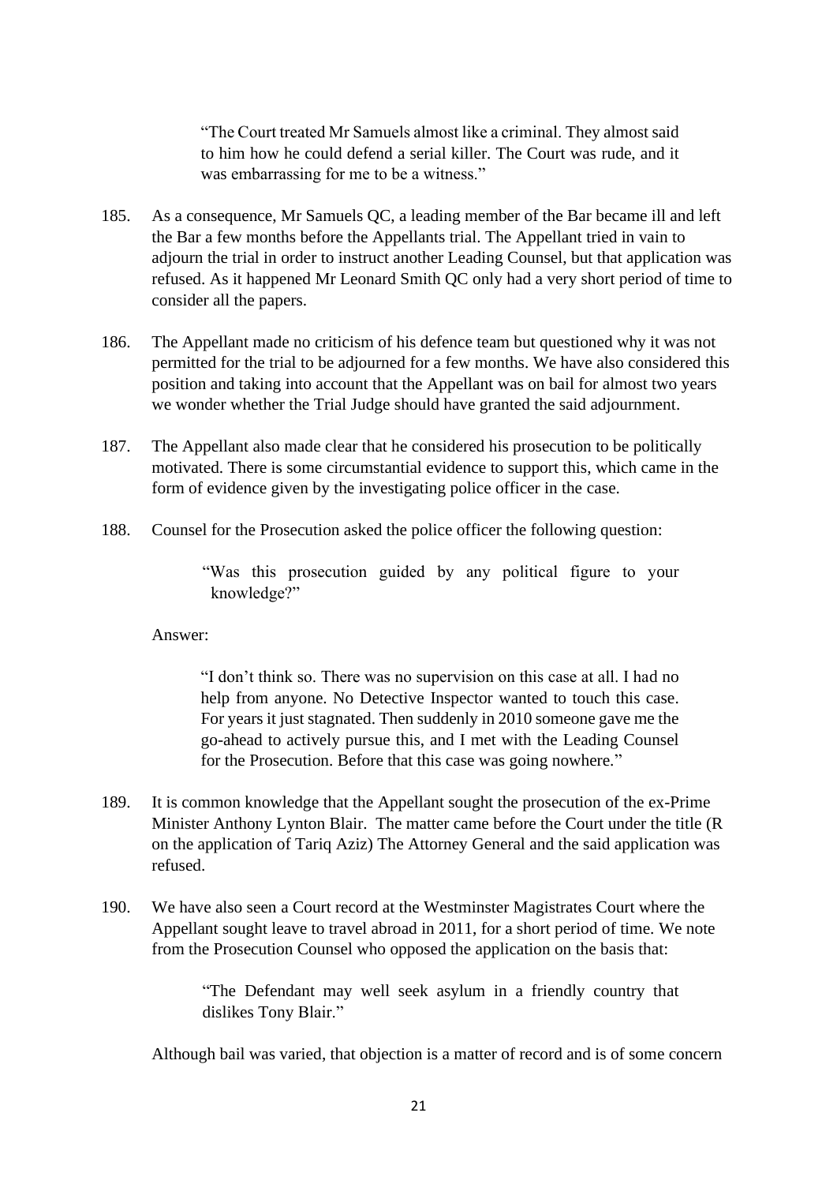> "The Court treated Mr Samuels almost like a criminal. They almost said to him how he could defend a serial killer. The Court was rude, and it was embarrassing for me to be a witness."

185. As a consequence, Mr Samuels QC, a leading member of the Bar became ill and left the Bar a few months before the Appellants trial. The Appellant tried in vain to adjourn the trial in order to instruct another Leading Counsel, but that application was refused. As it happened Mr Leonard Smith QC only had a very short period of time to consider all the papers.

186. The Appellant made no criticism of his defence team but questioned why it was not permitted for the trial to be adjourned for a few months. We have also considered this position and taking into account that the Appellant was on bail for almost two years we wonder whether the Trial Judge should have granted the said adjournment.

187. The Appellant also made clear that he considered his prosecution to be politically motivated. There is some circumstantial evidence to support this, which came in the form of evidence given by the investigating police officer in the case.

188. Counsel for the Prosecution asked the police officer the following question:

> "Was this prosecution guided by any political figure to your knowledge?"

Answer:

> "I don't think so. There was no supervision on this case at all. I had no help from anyone. No Detective Inspector wanted to touch this case. For years it just stagnated. Then suddenly in 2010 someone gave me the go-ahead to actively pursue this, and I met with the Leading Counsel for the Prosecution. Before that this case was going nowhere."

189. It is common knowledge that the Appellant sought the prosecution of the ex-Prime Minister Anthony Lynton Blair. The matter came before the Court under the title (R on the application of Tariq Aziz) The Attorney General and the said application was refused.

190. We have also seen a Court record at the Westminster Magistrates Court where the Appellant sought leave to travel abroad in 2011, for a short period of time. We note from the Prosecution Counsel who opposed the application on the basis that:

> "The Defendant may well seek asylum in a friendly country that dislikes Tony Blair."

Although bail was varied, that objection is a matter of record and is of some concern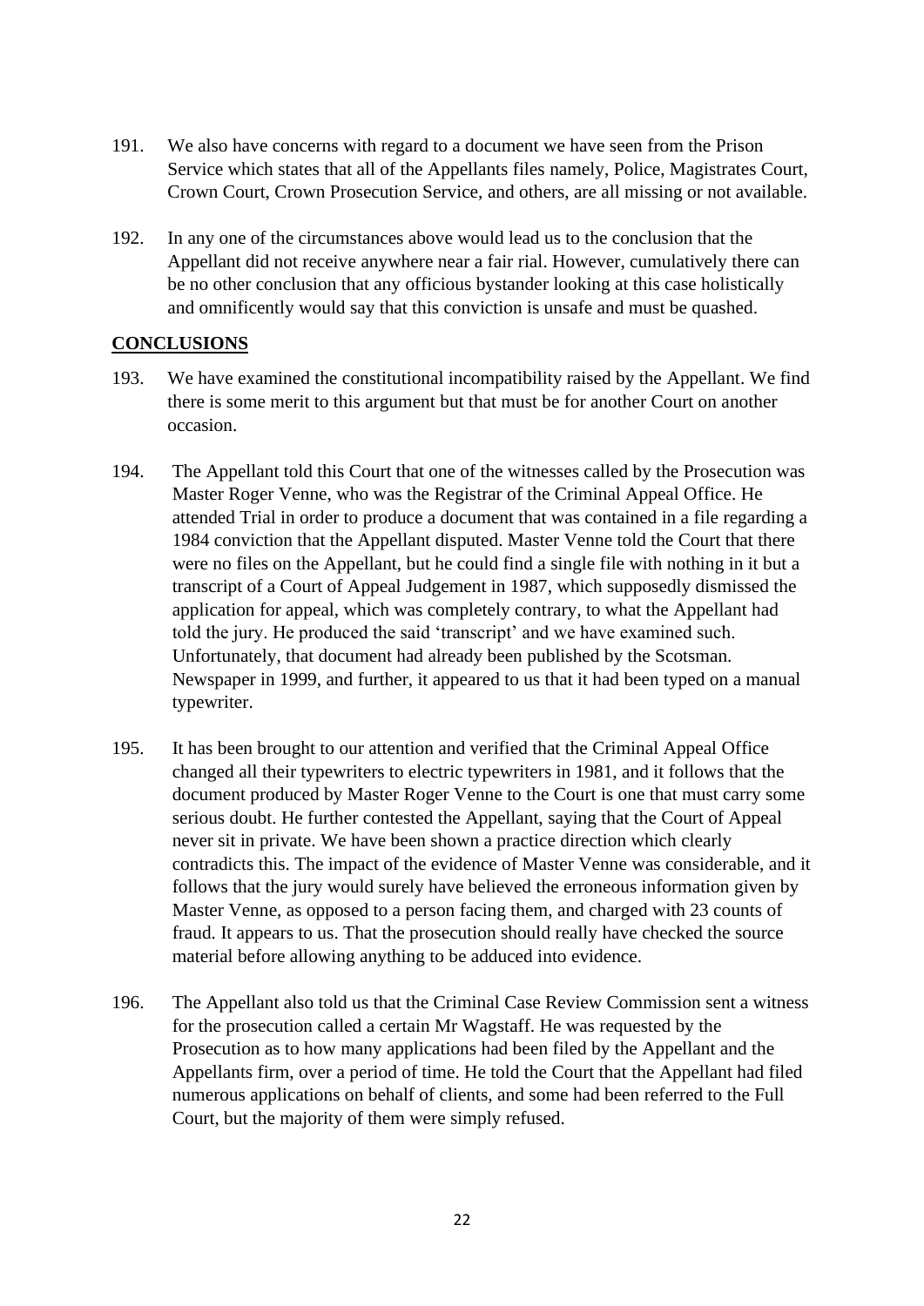191. We also have concerns with regard to a document we have seen from the Prison Service which states that all of the Appellants files namely, Police, Magistrates Court, Crown Court, Crown Prosecution Service, and others, are all missing or not available.

192. In any one of the circumstances above would lead us to the conclusion that the Appellant did not receive anywhere near a fair rial. However, cumulatively there can be no other conclusion that any officious bystander looking at this case holistically and omnificently would say that this conviction is unsafe and must be quashed.

## CONCLUSIONS

193. We have examined the constitutional incompatibility raised by the Appellant. We find there is some merit to this argument but that must be for another Court on another occasion.

194. The Appellant told this Court that one of the witnesses called by the Prosecution was Master Roger Venne, who was the Registrar of the Criminal Appeal Office. He attended Trial in order to produce a document that was contained in a file regarding a 1984 conviction that the Appellant disputed. Master Venne told the Court that there were no files on the Appellant, but he could find a single file with nothing in it but a transcript of a Court of Appeal Judgement in 1987, which supposedly dismissed the application for appeal, which was completely contrary, to what the Appellant had told the jury. He produced the said 'transcript' and we have examined such. Unfortunately, that document had already been published by the Scotsman. Newspaper in 1999, and further, it appeared to us that it had been typed on a manual typewriter.

195. It has been brought to our attention and verified that the Criminal Appeal Office changed all their typewriters to electric typewriters in 1981, and it follows that the document produced by Master Roger Venne to the Court is one that must carry some serious doubt. He further contested the Appellant, saying that the Court of Appeal never sit in private. We have been shown a practice direction which clearly contradicts this. The impact of the evidence of Master Venne was considerable, and it follows that the jury would surely have believed the erroneous information given by Master Venne, as opposed to a person facing them, and charged with 23 counts of fraud. It appears to us. That the prosecution should really have checked the source material before allowing anything to be adduced into evidence.

196. The Appellant also told us that the Criminal Case Review Commission sent a witness for the prosecution called a certain Mr Wagstaff. He was requested by the Prosecution as to how many applications had been filed by the Appellant and the Appellants firm, over a period of time. He told the Court that the Appellant had filed numerous applications on behalf of clients, and some had been referred to the Full Court, but the majority of them were simply refused.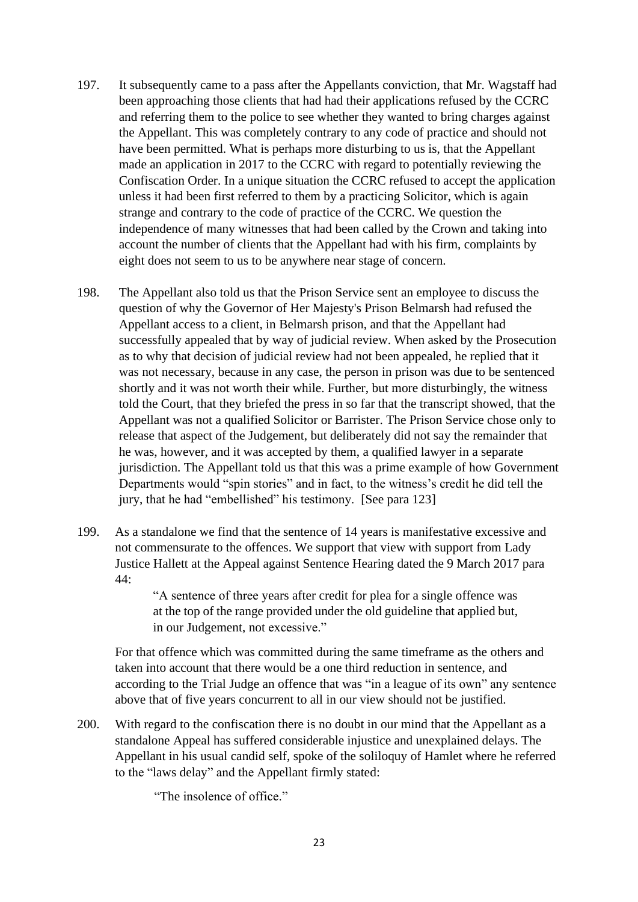197. It subsequently came to a pass after the Appellants conviction, that Mr. Wagstaff had been approaching those clients that had had their applications refused by the CCRC and referring them to the police to see whether they wanted to bring charges against the Appellant. This was completely contrary to any code of practice and should not have been permitted. What is perhaps more disturbing to us is, that the Appellant made an application in 2017 to the CCRC with regard to potentially reviewing the Confiscation Order. In a unique situation the CCRC refused to accept the application unless it had been first referred to them by a practicing Solicitor, which is again strange and contrary to the code of practice of the CCRC. We question the independence of many witnesses that had been called by the Crown and taking into account the number of clients that the Appellant had with his firm, complaints by eight does not seem to us to be anywhere near stage of concern.

198. The Appellant also told us that the Prison Service sent an employee to discuss the question of why the Governor of Her Majesty's Prison Belmarsh had refused the Appellant access to a client, in Belmarsh prison, and that the Appellant had successfully appealed that by way of judicial review. When asked by the Prosecution as to why that decision of judicial review had not been appealed, he replied that it was not necessary, because in any case, the person in prison was due to be sentenced shortly and it was not worth their while. Further, but more disturbingly, the witness told the Court, that they briefed the press in so far that the transcript showed, that the Appellant was not a qualified Solicitor or Barrister. The Prison Service chose only to release that aspect of the Judgement, but deliberately did not say the remainder that he was, however, and it was accepted by them, a qualified lawyer in a separate jurisdiction. The Appellant told us that this was a prime example of how Government Departments would "spin stories" and in fact, to the witness's credit he did tell the jury, that he had "embellished" his testimony. [See para 123]

199. As a standalone we find that the sentence of 14 years is manifestative excessive and not commensurate to the offences. We support that view with support from Lady Justice Hallett at the Appeal against Sentence Hearing dated the 9 March 2017 para 44:

> "A sentence of three years after credit for plea for a single offence was at the top of the range provided under the old guideline that applied but, in our Judgement, not excessive."

For that offence which was committed during the same timeframe as the others and taken into account that there would be a one third reduction in sentence, and according to the Trial Judge an offence that was "in a league of its own" any sentence above that of five years concurrent to all in our view should not be justified.

200. With regard to the confiscation there is no doubt in our mind that the Appellant as a standalone Appeal has suffered considerable injustice and unexplained delays. The Appellant in his usual candid self, spoke of the soliloquy of Hamlet where he referred to the "laws delay" and the Appellant firmly stated:

> "The insolence of office."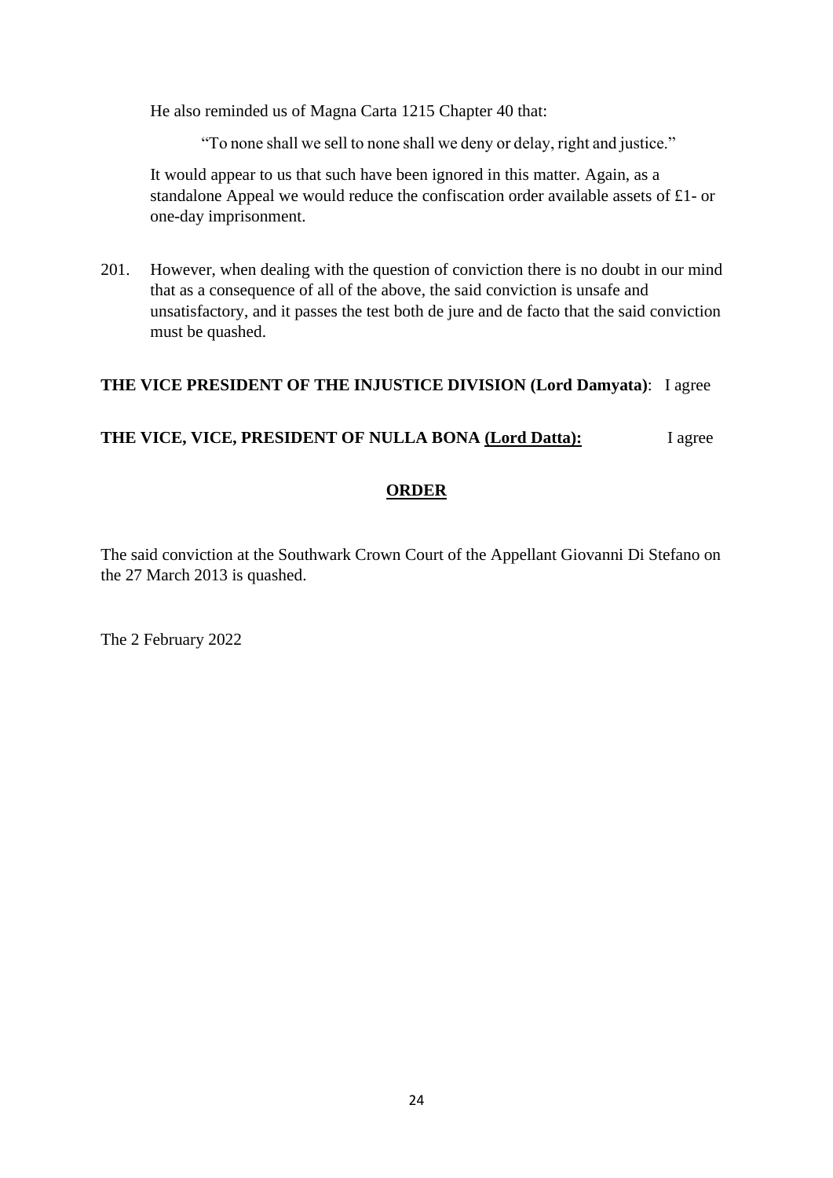He also reminded us of Magna Carta 1215 Chapter 40 that:

> "To none shall we sell to none shall we deny or delay, right and justice."

It would appear to us that such have been ignored in this matter. Again, as a standalone Appeal we would reduce the confiscation order available assets of £1- or one-day imprisonment.

201. However, when dealing with the question of conviction there is no doubt in our mind that as a consequence of all of the above, the said conviction is unsafe and unsatisfactory, and it passes the test both de jure and de facto that the said conviction must be quashed.

**THE VICE PRESIDENT OF THE INJUSTICE DIVISION (Lord Damyata)**: I agree

**THE VICE, VICE, PRESIDENT OF NULLA BONA <u>(Lord Datta):</u>** I agree

## <u>ORDER</u>

The said conviction at the Southwark Crown Court of the Appellant Giovanni Di Stefano on the 27 March 2013 is quashed.

The 2 February 2022